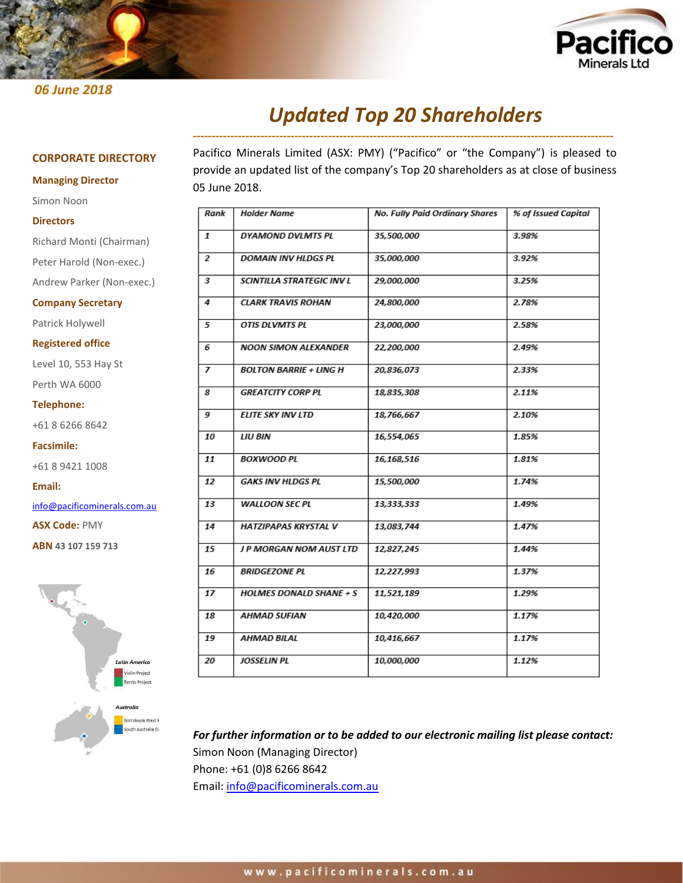06 June 2018

# Updated Top 20 Shareholders

## CORPORATE DIRECTORY

**Managing Director**

Simon Noon

**Directors**

Richard Monti (Chairman)

Peter Harold (Non-exec.)

Andrew Parker (Non-exec.)

**Company Secretary**

Patrick Holywell

**Registered office**

Level 10, 553 Hay St

Perth WA 6000

**Telephone:**

+61 8 6266 8642

**Facsimile:**

+61 8 9421 1008

**Email:**

info@pacificominerals.com.au

**ASX Code:** PMY

**ABN** 43 107 159 713

Latin America

Violin Project

Berrio Project

Australia

Borroloola West

South Australia EL

---

Pacifico Minerals Limited (ASX: PMY) ("Pacifico" or "the Company") is pleased to provide an updated list of the company's Top 20 shareholders as at close of business 05 June 2018.

| Rank | Holder Name | No. Fully Paid Ordinary Shares | % of Issued Capital |
|---|---|---|---|
| 1 | DYAMOND DVLMTS PL | 35,500,000 | 3.98% |
| 2 | DOMAIN INV HLDGS PL | 35,000,000 | 3.92% |
| 3 | SCINTILLA STRATEGIC INV L | 29,000,000 | 3.25% |
| 4 | CLARK TRAVIS ROHAN | 24,800,000 | 2.78% |
| 5 | OTIS DLVMTS PL | 23,000,000 | 2.58% |
| 6 | NOON SIMON ALEXANDER | 22,200,000 | 2.49% |
| 7 | BOLTON BARRIE + LING H | 20,836,073 | 2.33% |
| 8 | GREATCITY CORP PL | 18,835,308 | 2.11% |
| 9 | ELITE SKY INV LTD | 18,766,667 | 2.10% |
| 10 | LIU BIN | 16,554,065 | 1.85% |
| 11 | BOXWOOD PL | 16,168,516 | 1.81% |
| 12 | GAKS INV HLDGS PL | 15,500,000 | 1.74% |
| 13 | WALLOON SEC PL | 13,333,333 | 1.49% |
| 14 | HATZIPAPAS KRYSTAL V | 13,083,744 | 1.47% |
| 15 | J P MORGAN NOM AUST LTD | 12,827,245 | 1.44% |
| 16 | BRIDGEZONE PL | 12,227,993 | 1.37% |
| 17 | HOLMES DONALD SHANE + S | 11,521,189 | 1.29% |
| 18 | AHMAD SUFIAN | 10,420,000 | 1.17% |
| 19 | AHMAD BILAL | 10,416,667 | 1.17% |
| 20 | JOSSELIN PL | 10,000,000 | 1.12% |

***For further information or to be added to our electronic mailing list please contact:***

Simon Noon (Managing Director)

Phone: +61 (0)8 6266 8642

Email: info@pacificominerals.com.au

www.pacificominerals.com.au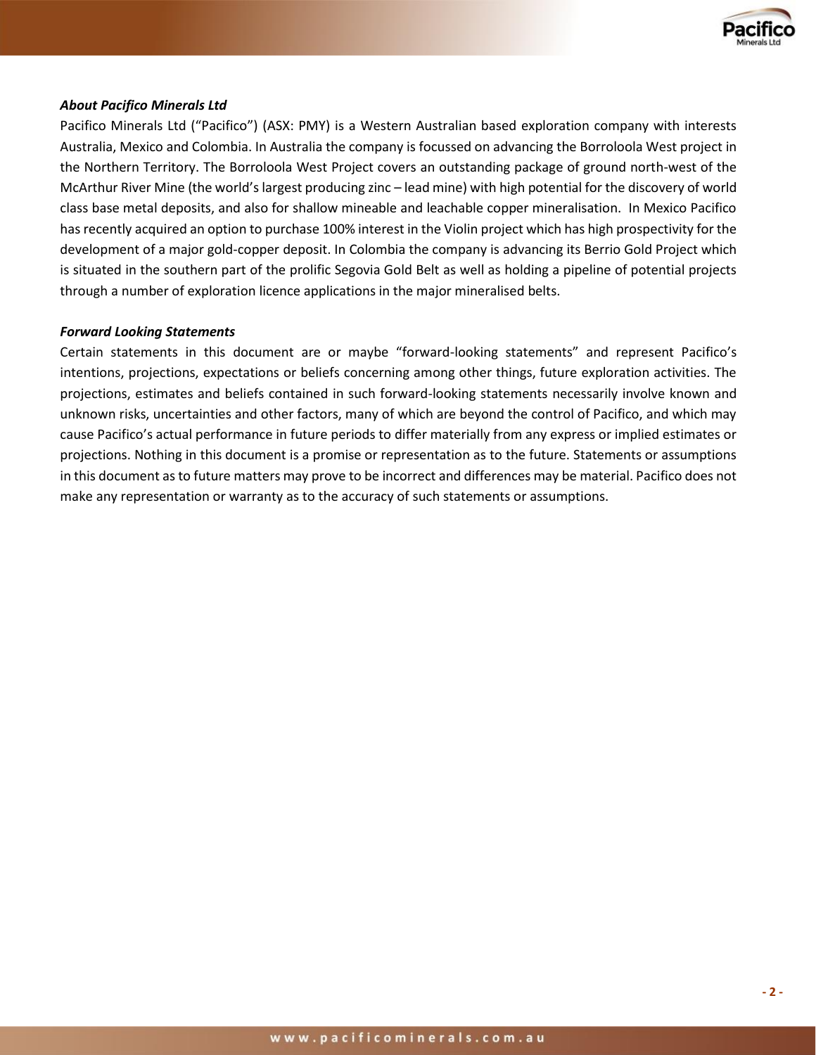***About Pacifico Minerals Ltd***

Pacifico Minerals Ltd ("Pacifico") (ASX: PMY) is a Western Australian based exploration company with interests Australia, Mexico and Colombia. In Australia the company is focussed on advancing the Borroloola West project in the Northern Territory. The Borroloola West Project covers an outstanding package of ground north-west of the McArthur River Mine (the world's largest producing zinc – lead mine) with high potential for the discovery of world class base metal deposits, and also for shallow mineable and leachable copper mineralisation. In Mexico Pacifico has recently acquired an option to purchase 100% interest in the Violin project which has high prospectivity for the development of a major gold-copper deposit. In Colombia the company is advancing its Berrio Gold Project which is situated in the southern part of the prolific Segovia Gold Belt as well as holding a pipeline of potential projects through a number of exploration licence applications in the major mineralised belts.

***Forward Looking Statements***

Certain statements in this document are or maybe "forward-looking statements" and represent Pacifico's intentions, projections, expectations or beliefs concerning among other things, future exploration activities. The projections, estimates and beliefs contained in such forward-looking statements necessarily involve known and unknown risks, uncertainties and other factors, many of which are beyond the control of Pacifico, and which may cause Pacifico's actual performance in future periods to differ materially from any express or implied estimates or projections. Nothing in this document is a promise or representation as to the future. Statements or assumptions in this document as to future matters may prove to be incorrect and differences may be material. Pacifico does not make any representation or warranty as to the accuracy of such statements or assumptions.